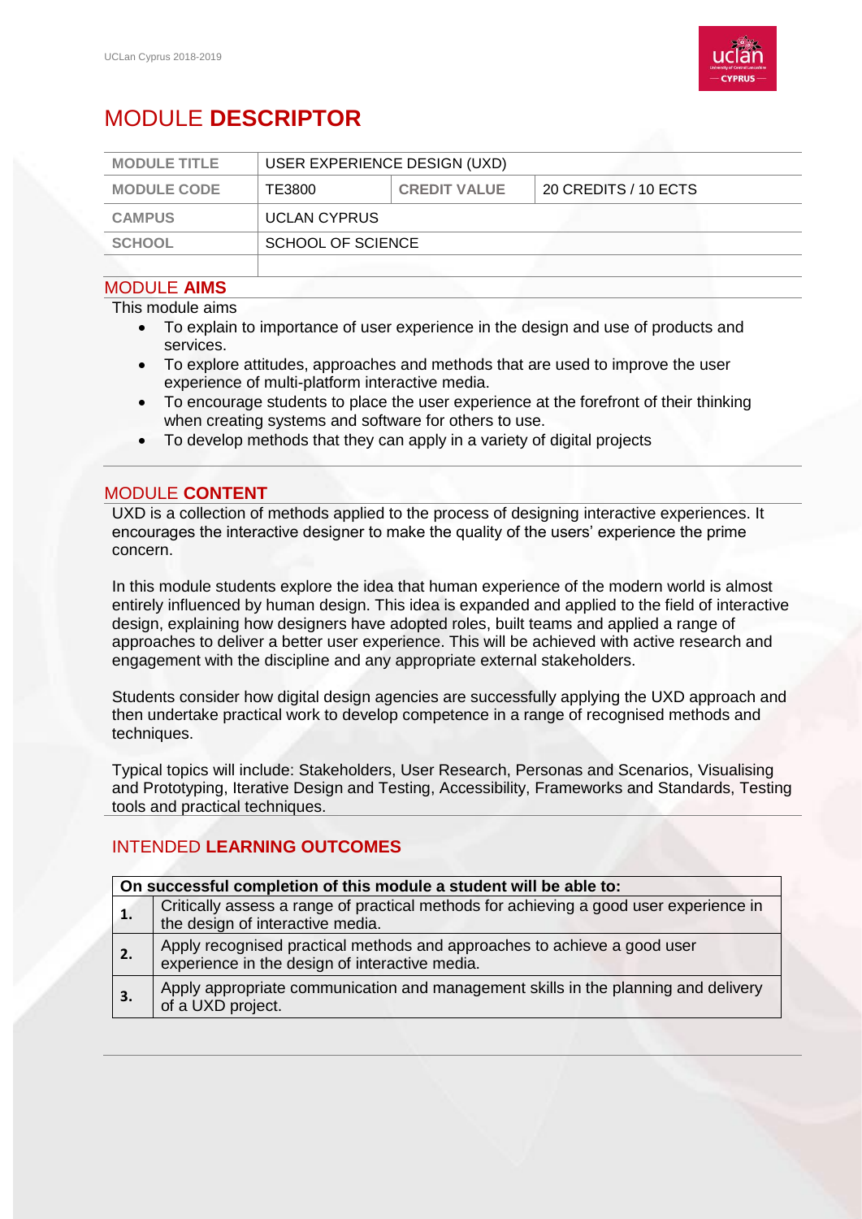# MODULE **DESCRIPTOR**

| MODULE TITLE | USER EXPERIENCE DESIGN (UXD) | | |
|---|---|---|---|
| MODULE CODE | TE3800 | CREDIT VALUE | 20 CREDITS / 10 ECTS |
| CAMPUS | UCLAN CYPRUS | | |
| SCHOOL | SCHOOL OF SCIENCE | | |
| | | | |

## MODULE **AIMS**

This module aims

- To explain to importance of user experience in the design and use of products and services.
- To explore attitudes, approaches and methods that are used to improve the user experience of multi-platform interactive media.
- To encourage students to place the user experience at the forefront of their thinking when creating systems and software for others to use.
- To develop methods that they can apply in a variety of digital projects

## MODULE **CONTENT**

UXD is a collection of methods applied to the process of designing interactive experiences. It encourages the interactive designer to make the quality of the users' experience the prime concern.

In this module students explore the idea that human experience of the modern world is almost entirely influenced by human design. This idea is expanded and applied to the field of interactive design, explaining how designers have adopted roles, built teams and applied a range of approaches to deliver a better user experience. This will be achieved with active research and engagement with the discipline and any appropriate external stakeholders.

Students consider how digital design agencies are successfully applying the UXD approach and then undertake practical work to develop competence in a range of recognised methods and techniques.

Typical topics will include: Stakeholders, User Research, Personas and Scenarios, Visualising and Prototyping, Iterative Design and Testing, Accessibility, Frameworks and Standards, Testing tools and practical techniques.

## INTENDED **LEARNING OUTCOMES**

| On successful completion of this module a student will be able to: | |
|---|---|
| **1.** | Critically assess a range of practical methods for achieving a good user experience in the design of interactive media. |
| **2.** | Apply recognised practical methods and approaches to achieve a good user experience in the design of interactive media. |
| **3.** | Apply appropriate communication and management skills in the planning and delivery of a UXD project. |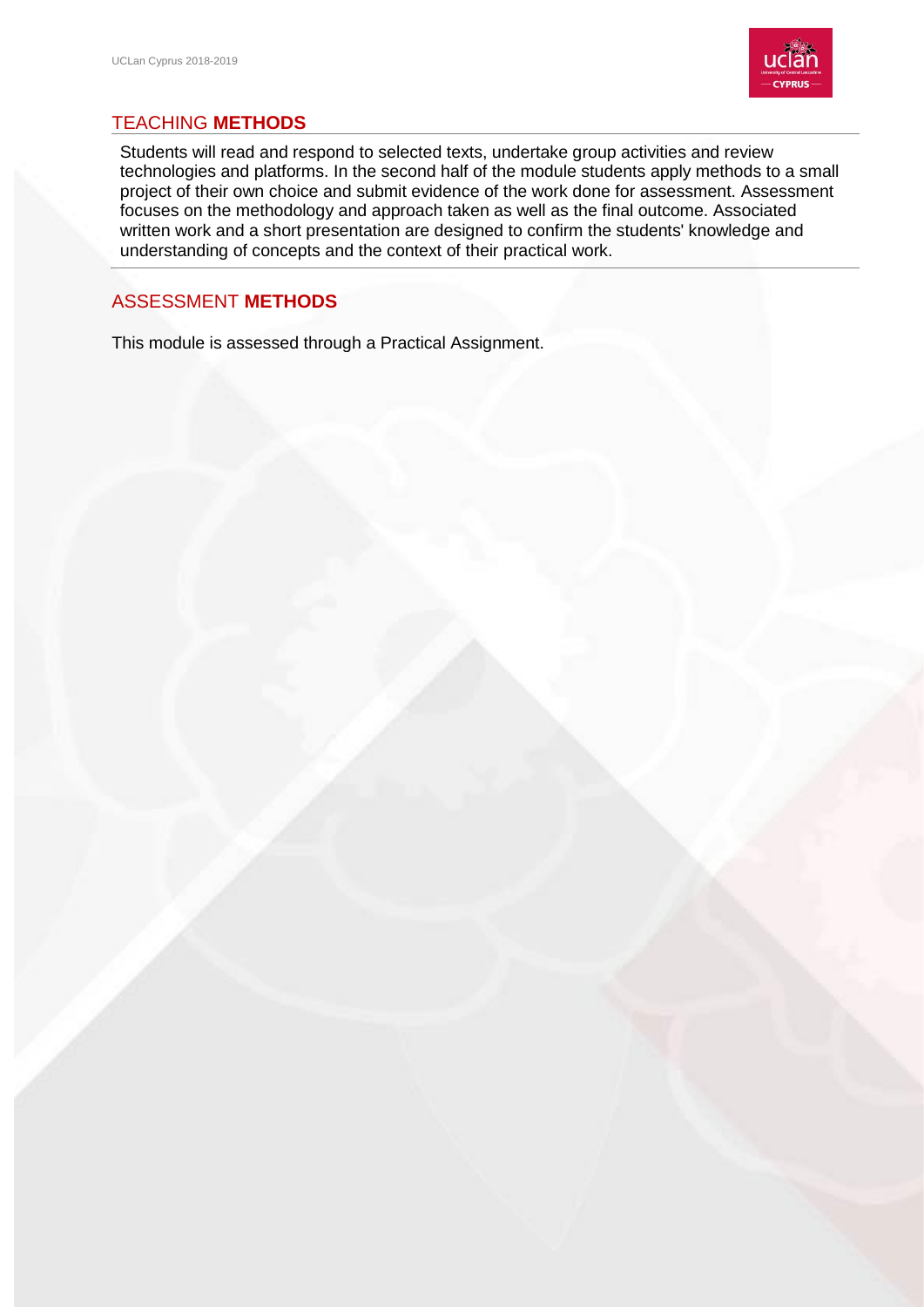## TEACHING **METHODS**

Students will read and respond to selected texts, undertake group activities and review technologies and platforms. In the second half of the module students apply methods to a small project of their own choice and submit evidence of the work done for assessment. Assessment focuses on the methodology and approach taken as well as the final outcome. Associated written work and a short presentation are designed to confirm the students' knowledge and understanding of concepts and the context of their practical work.

## ASSESSMENT **METHODS**

This module is assessed through a Practical Assignment.